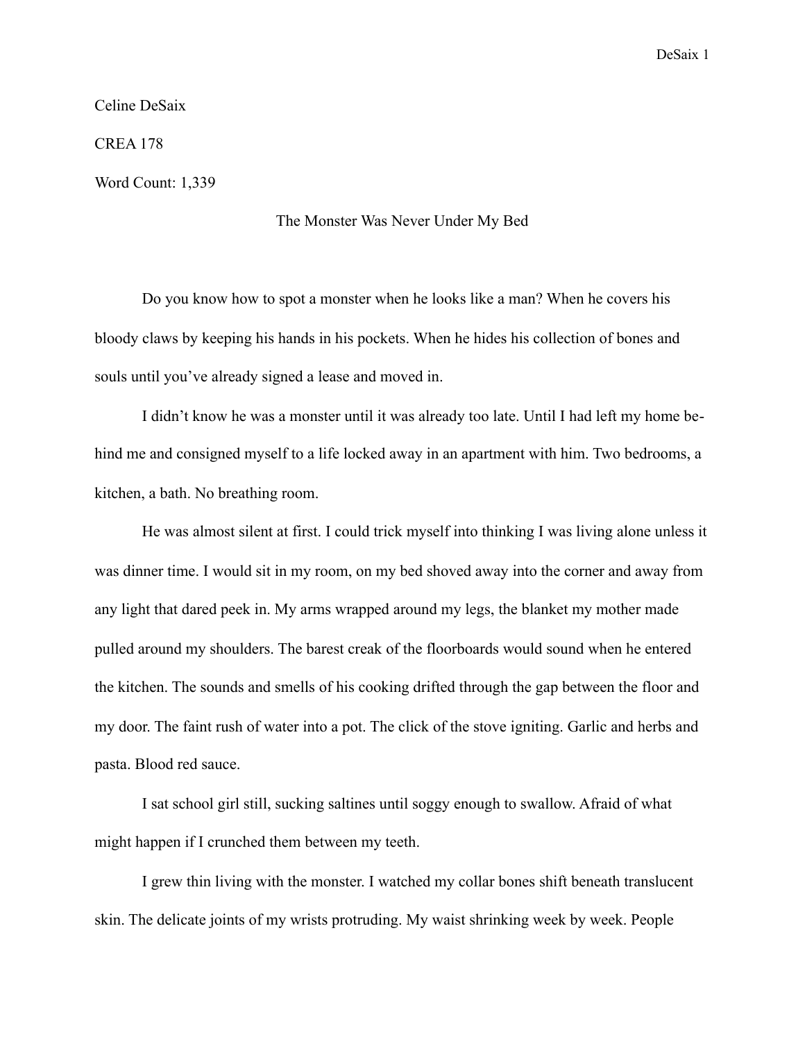Celine DeSaix

CREA 178

Word Count: 1,339

# The Monster Was Never Under My Bed

Do you know how to spot a monster when he looks like a man? When he covers his bloody claws by keeping his hands in his pockets. When he hides his collection of bones and souls until you've already signed a lease and moved in.

I didn't know he was a monster until it was already too late. Until I had left my home behind me and consigned myself to a life locked away in an apartment with him. Two bedrooms, a kitchen, a bath. No breathing room.

He was almost silent at first. I could trick myself into thinking I was living alone unless it was dinner time. I would sit in my room, on my bed shoved away into the corner and away from any light that dared peek in. My arms wrapped around my legs, the blanket my mother made pulled around my shoulders. The barest creak of the floorboards would sound when he entered the kitchen. The sounds and smells of his cooking drifted through the gap between the floor and my door. The faint rush of water into a pot. The click of the stove igniting. Garlic and herbs and pasta. Blood red sauce.

I sat school girl still, sucking saltines until soggy enough to swallow. Afraid of what might happen if I crunched them between my teeth.

I grew thin living with the monster. I watched my collar bones shift beneath translucent skin. The delicate joints of my wrists protruding. My waist shrinking week by week. People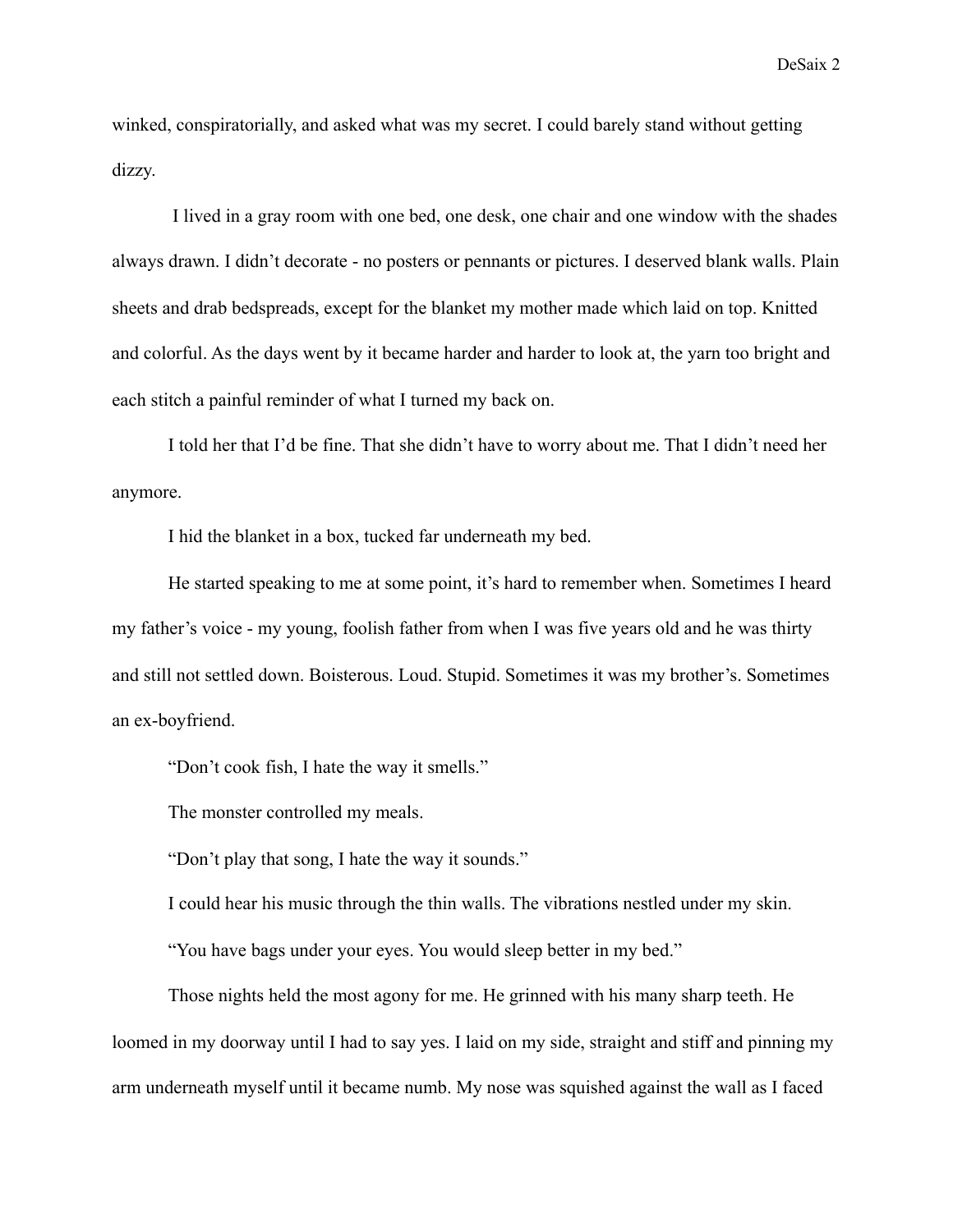winked, conspiratorially, and asked what was my secret. I could barely stand without getting dizzy.

I lived in a gray room with one bed, one desk, one chair and one window with the shades always drawn. I didn't decorate - no posters or pennants or pictures. I deserved blank walls. Plain sheets and drab bedspreads, except for the blanket my mother made which laid on top. Knitted and colorful. As the days went by it became harder and harder to look at, the yarn too bright and each stitch a painful reminder of what I turned my back on.

I told her that I'd be fine. That she didn't have to worry about me. That I didn't need her anymore.

I hid the blanket in a box, tucked far underneath my bed.

He started speaking to me at some point, it's hard to remember when. Sometimes I heard my father's voice - my young, foolish father from when I was five years old and he was thirty and still not settled down. Boisterous. Loud. Stupid. Sometimes it was my brother's. Sometimes an ex-boyfriend.

"Don't cook fish, I hate the way it smells."

The monster controlled my meals.

"Don't play that song, I hate the way it sounds."

I could hear his music through the thin walls. The vibrations nestled under my skin.

"You have bags under your eyes. You would sleep better in my bed."

Those nights held the most agony for me. He grinned with his many sharp teeth. He loomed in my doorway until I had to say yes. I laid on my side, straight and stiff and pinning my arm underneath myself until it became numb. My nose was squished against the wall as I faced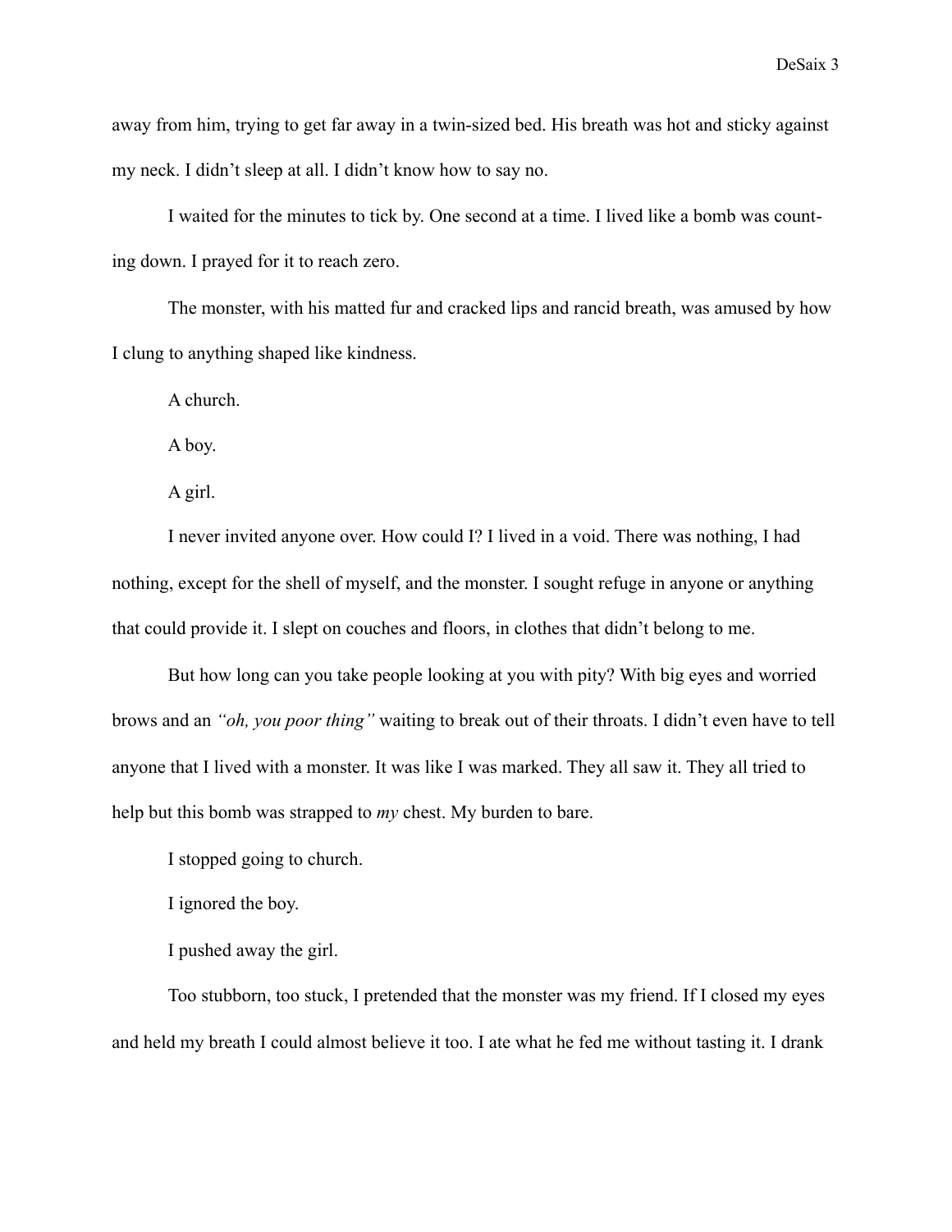away from him, trying to get far away in a twin-sized bed. His breath was hot and sticky against my neck. I didn't sleep at all. I didn't know how to say no.

I waited for the minutes to tick by. One second at a time. I lived like a bomb was counting down. I prayed for it to reach zero.

The monster, with his matted fur and cracked lips and rancid breath, was amused by how I clung to anything shaped like kindness.

A church.

A boy.

A girl.

I never invited anyone over. How could I? I lived in a void. There was nothing, I had nothing, except for the shell of myself, and the monster. I sought refuge in anyone or anything that could provide it. I slept on couches and floors, in clothes that didn't belong to me.

But how long can you take people looking at you with pity? With big eyes and worried brows and an *"oh, you poor thing"* waiting to break out of their throats. I didn't even have to tell anyone that I lived with a monster. It was like I was marked. They all saw it. They all tried to help but this bomb was strapped to *my* chest. My burden to bare.

I stopped going to church.

I ignored the boy.

I pushed away the girl.

Too stubborn, too stuck, I pretended that the monster was my friend. If I closed my eyes and held my breath I could almost believe it too. I ate what he fed me without tasting it. I drank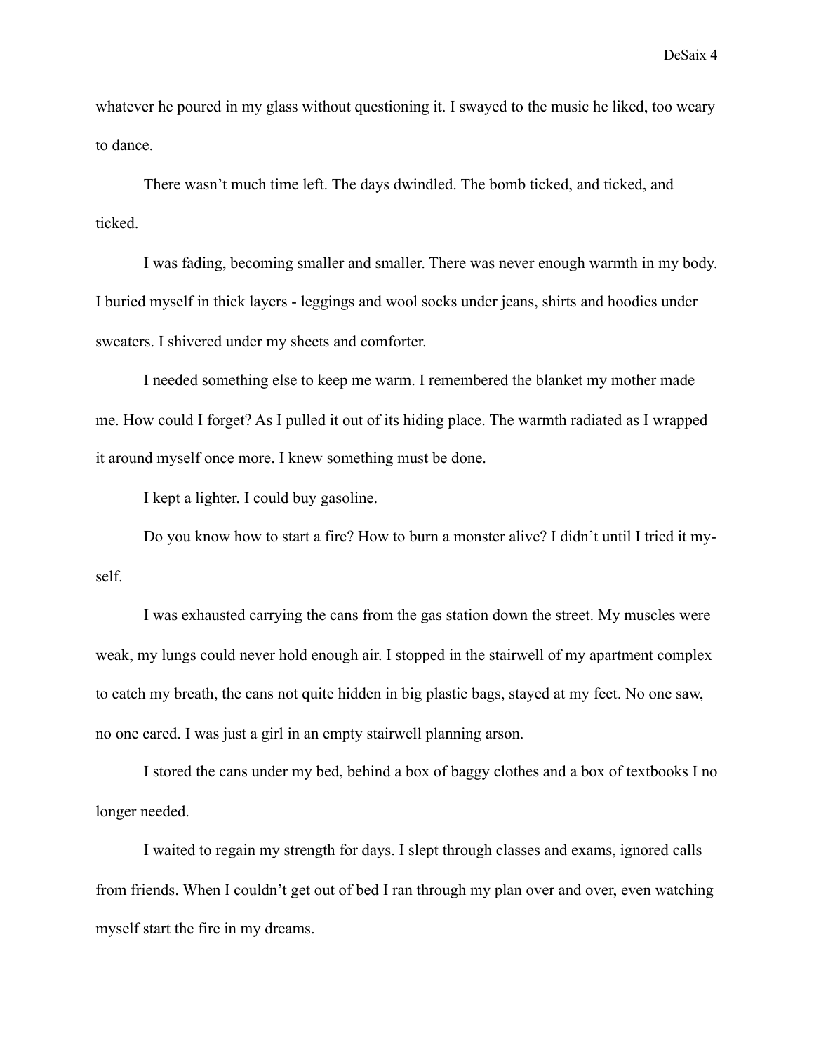whatever he poured in my glass without questioning it. I swayed to the music he liked, too weary to dance.

There wasn't much time left. The days dwindled. The bomb ticked, and ticked, and ticked.

I was fading, becoming smaller and smaller. There was never enough warmth in my body. I buried myself in thick layers - leggings and wool socks under jeans, shirts and hoodies under sweaters. I shivered under my sheets and comforter.

I needed something else to keep me warm. I remembered the blanket my mother made me. How could I forget? As I pulled it out of its hiding place. The warmth radiated as I wrapped it around myself once more. I knew something must be done.

I kept a lighter. I could buy gasoline.

Do you know how to start a fire? How to burn a monster alive? I didn't until I tried it my-self.

I was exhausted carrying the cans from the gas station down the street. My muscles were weak, my lungs could never hold enough air. I stopped in the stairwell of my apartment complex to catch my breath, the cans not quite hidden in big plastic bags, stayed at my feet. No one saw, no one cared. I was just a girl in an empty stairwell planning arson.

I stored the cans under my bed, behind a box of baggy clothes and a box of textbooks I no longer needed.

I waited to regain my strength for days. I slept through classes and exams, ignored calls from friends. When I couldn't get out of bed I ran through my plan over and over, even watching myself start the fire in my dreams.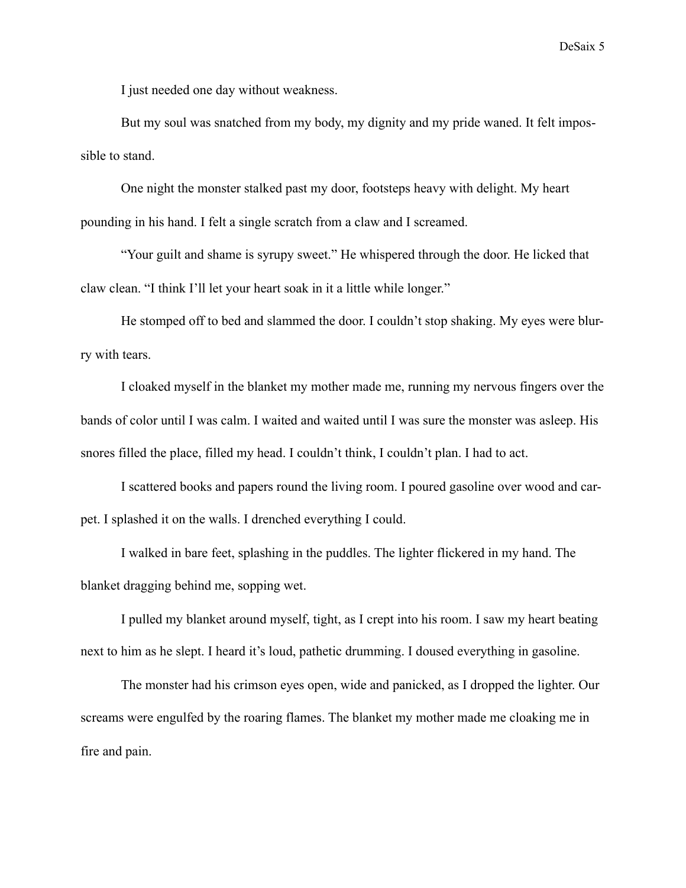I just needed one day without weakness.

But my soul was snatched from my body, my dignity and my pride waned. It felt impossible to stand.

One night the monster stalked past my door, footsteps heavy with delight. My heart pounding in his hand. I felt a single scratch from a claw and I screamed.

“Your guilt and shame is syrupy sweet.” He whispered through the door. He licked that claw clean. “I think I’ll let your heart soak in it a little while longer.”

He stomped off to bed and slammed the door. I couldn’t stop shaking. My eyes were blurry with tears.

I cloaked myself in the blanket my mother made me, running my nervous fingers over the bands of color until I was calm. I waited and waited until I was sure the monster was asleep. His snores filled the place, filled my head. I couldn’t think, I couldn’t plan. I had to act.

I scattered books and papers round the living room. I poured gasoline over wood and carpet. I splashed it on the walls. I drenched everything I could.

I walked in bare feet, splashing in the puddles. The lighter flickered in my hand. The blanket dragging behind me, sopping wet.

I pulled my blanket around myself, tight, as I crept into his room. I saw my heart beating next to him as he slept. I heard it’s loud, pathetic drumming. I doused everything in gasoline.

The monster had his crimson eyes open, wide and panicked, as I dropped the lighter. Our screams were engulfed by the roaring flames. The blanket my mother made me cloaking me in fire and pain.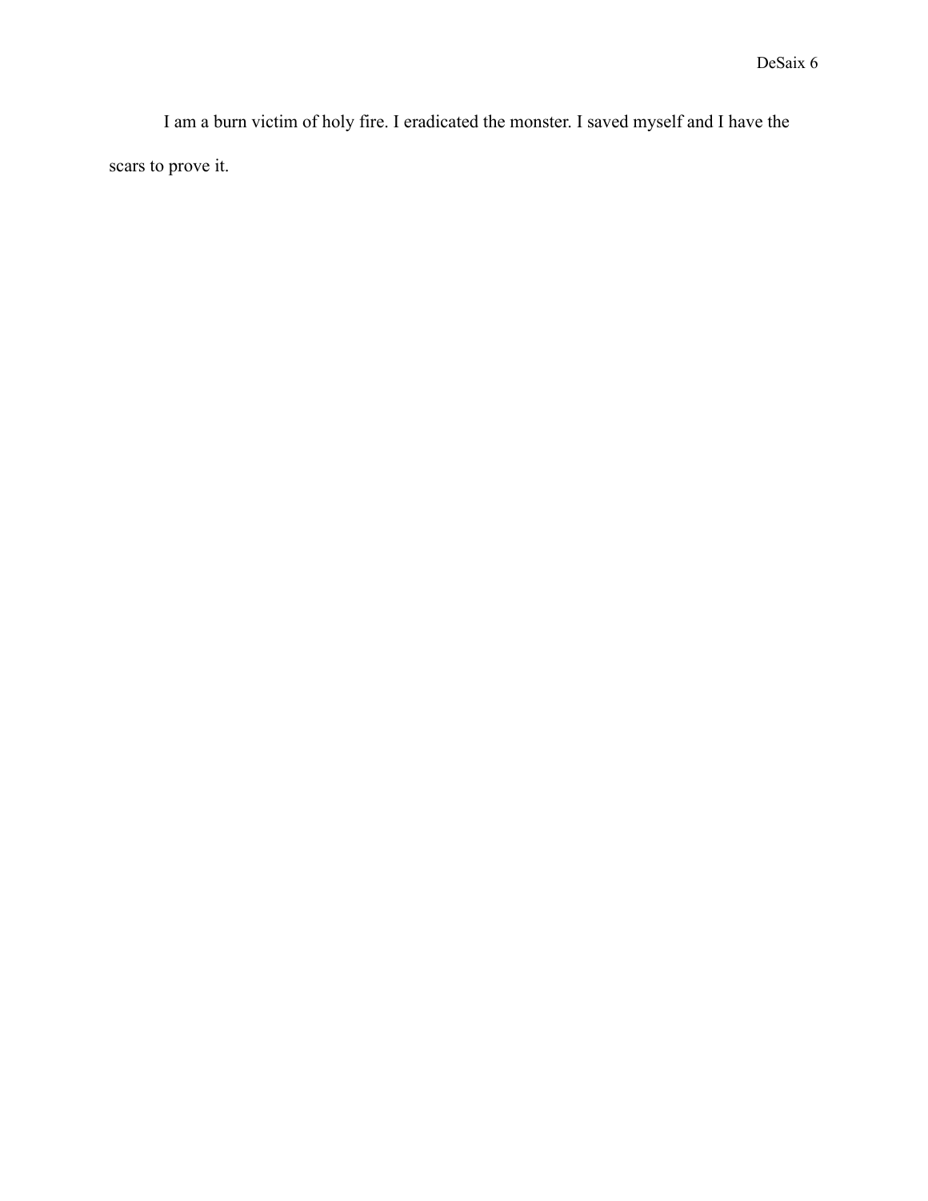I am a burn victim of holy fire. I eradicated the monster. I saved myself and I have the scars to prove it.